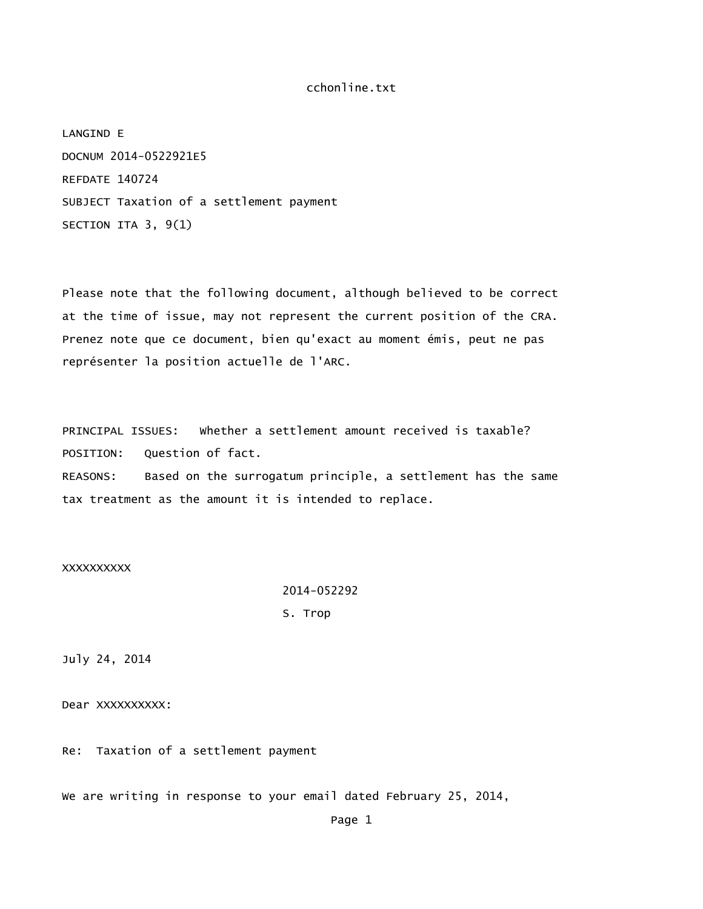LANGIND E

DOCNUM 2014-0522921E5

REFDATE 140724

SUBJECT Taxation of a settlement payment

SECTION ITA 3, 9(1)

Please note that the following document, although believed to be correct at the time of issue, may not represent the current position of the CRA. Prenez note que ce document, bien qu'exact au moment émis, peut ne pas représenter la position actuelle de l'ARC.

PRINCIPAL ISSUES: Whether a settlement amount received is taxable?

POSITION: Question of fact.

REASONS: Based on the surrogatum principle, a settlement has the same tax treatment as the amount it is intended to replace.

XXXXXXXXXX

2014-052292

S. Trop

July 24, 2014

Dear XXXXXXXXXX:

Re: Taxation of a settlement payment

We are writing in response to your email dated February 25, 2014,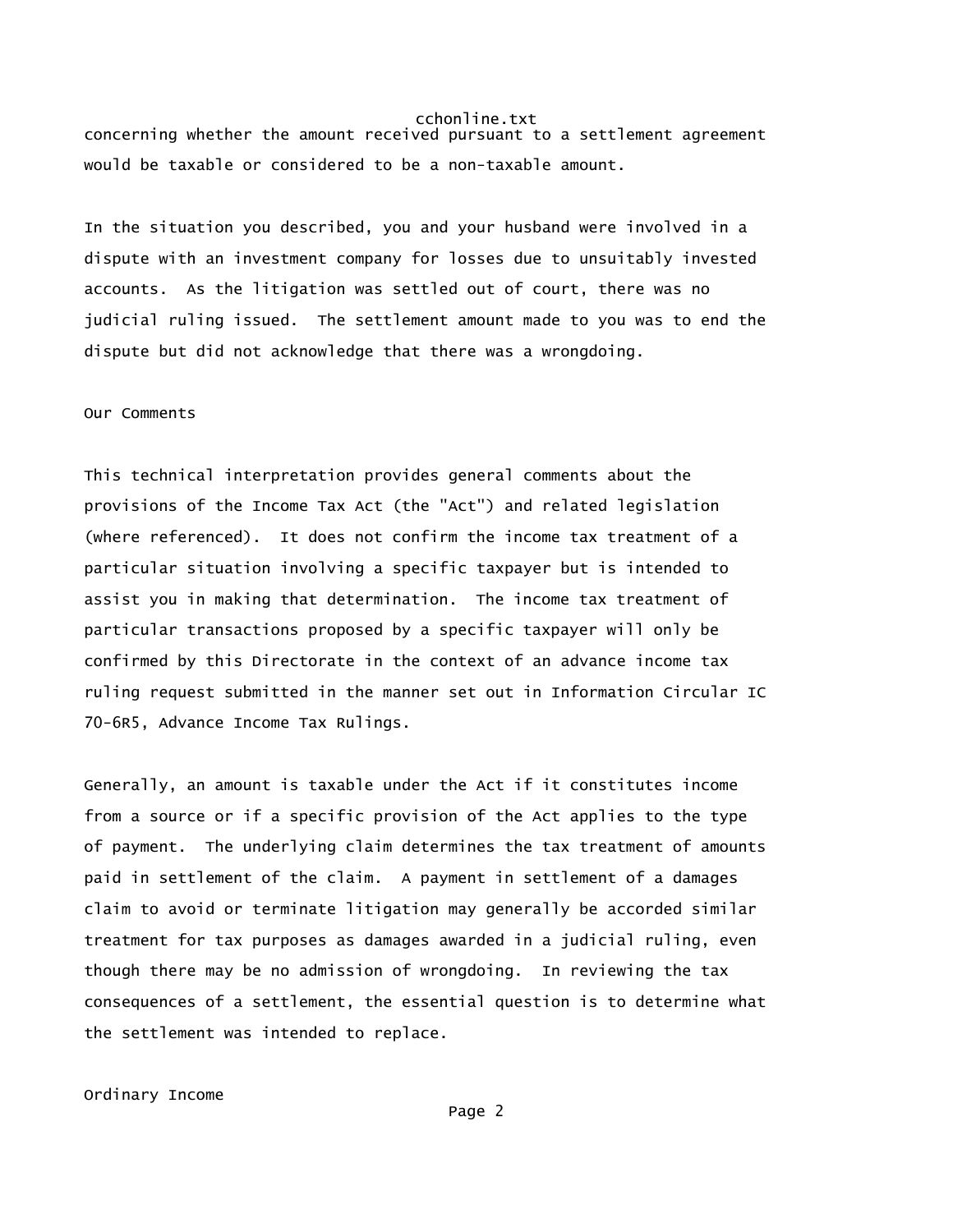concerning whether the amount received pursuant to a settlement agreement would be taxable or considered to be a non-taxable amount.

In the situation you described, you and your husband were involved in a dispute with an investment company for losses due to unsuitably invested accounts. As the litigation was settled out of court, there was no judicial ruling issued. The settlement amount made to you was to end the dispute but did not acknowledge that there was a wrongdoing.

Our Comments

This technical interpretation provides general comments about the provisions of the Income Tax Act (the "Act") and related legislation (where referenced). It does not confirm the income tax treatment of a particular situation involving a specific taxpayer but is intended to assist you in making that determination. The income tax treatment of particular transactions proposed by a specific taxpayer will only be confirmed by this Directorate in the context of an advance income tax ruling request submitted in the manner set out in Information Circular IC 70-6R5, Advance Income Tax Rulings.

Generally, an amount is taxable under the Act if it constitutes income from a source or if a specific provision of the Act applies to the type of payment. The underlying claim determines the tax treatment of amounts paid in settlement of the claim. A payment in settlement of a damages claim to avoid or terminate litigation may generally be accorded similar treatment for tax purposes as damages awarded in a judicial ruling, even though there may be no admission of wrongdoing. In reviewing the tax consequences of a settlement, the essential question is to determine what the settlement was intended to replace.

Ordinary Income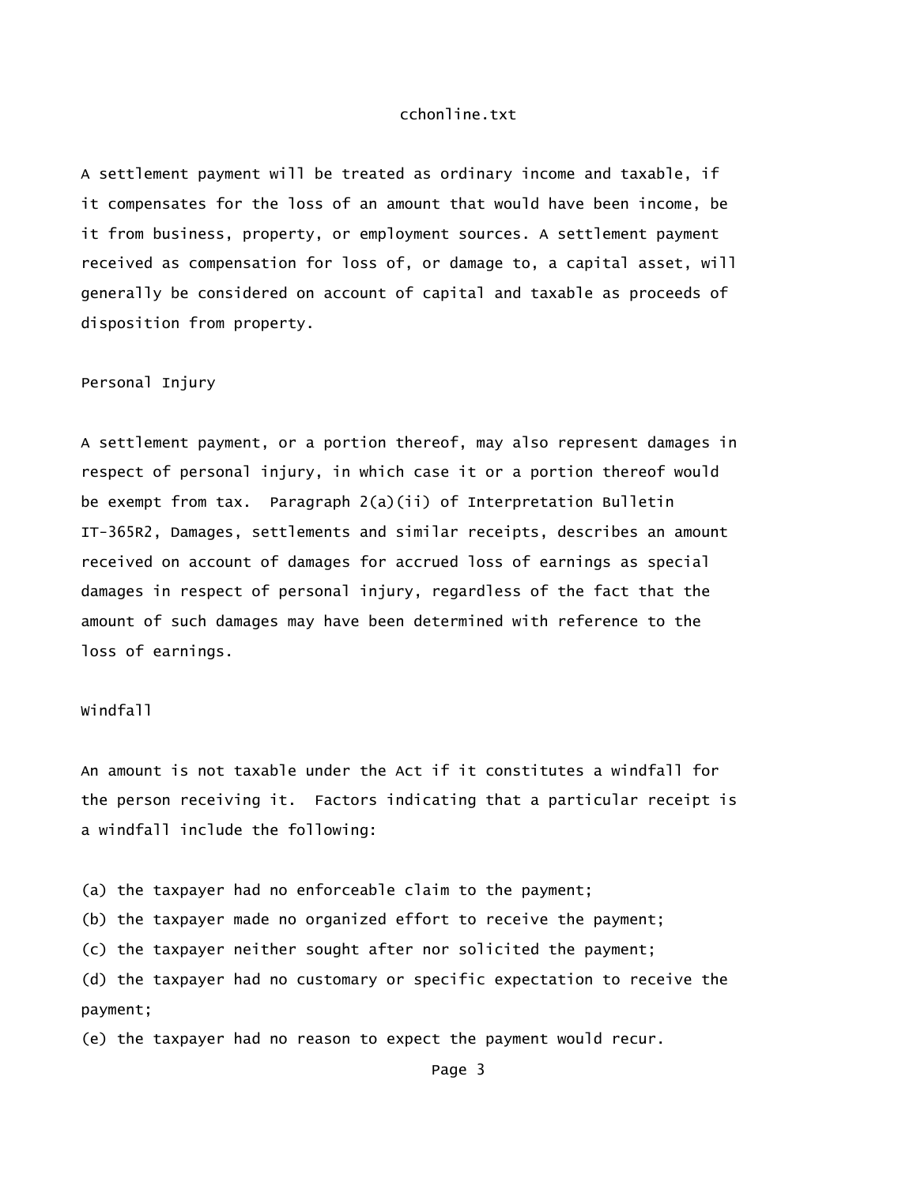A settlement payment will be treated as ordinary income and taxable, if it compensates for the loss of an amount that would have been income, be it from business, property, or employment sources. A settlement payment received as compensation for loss of, or damage to, a capital asset, will generally be considered on account of capital and taxable as proceeds of disposition from property.

## Personal Injury

A settlement payment, or a portion thereof, may also represent damages in respect of personal injury, in which case it or a portion thereof would be exempt from tax. Paragraph 2(a)(ii) of Interpretation Bulletin IT-365R2, Damages, settlements and similar receipts, describes an amount received on account of damages for accrued loss of earnings as special damages in respect of personal injury, regardless of the fact that the amount of such damages may have been determined with reference to the loss of earnings.

## Windfall

An amount is not taxable under the Act if it constitutes a windfall for the person receiving it. Factors indicating that a particular receipt is a windfall include the following:

(a) the taxpayer had no enforceable claim to the payment;
(b) the taxpayer made no organized effort to receive the payment;
(c) the taxpayer neither sought after nor solicited the payment;
(d) the taxpayer had no customary or specific expectation to receive the payment;
(e) the taxpayer had no reason to expect the payment would recur.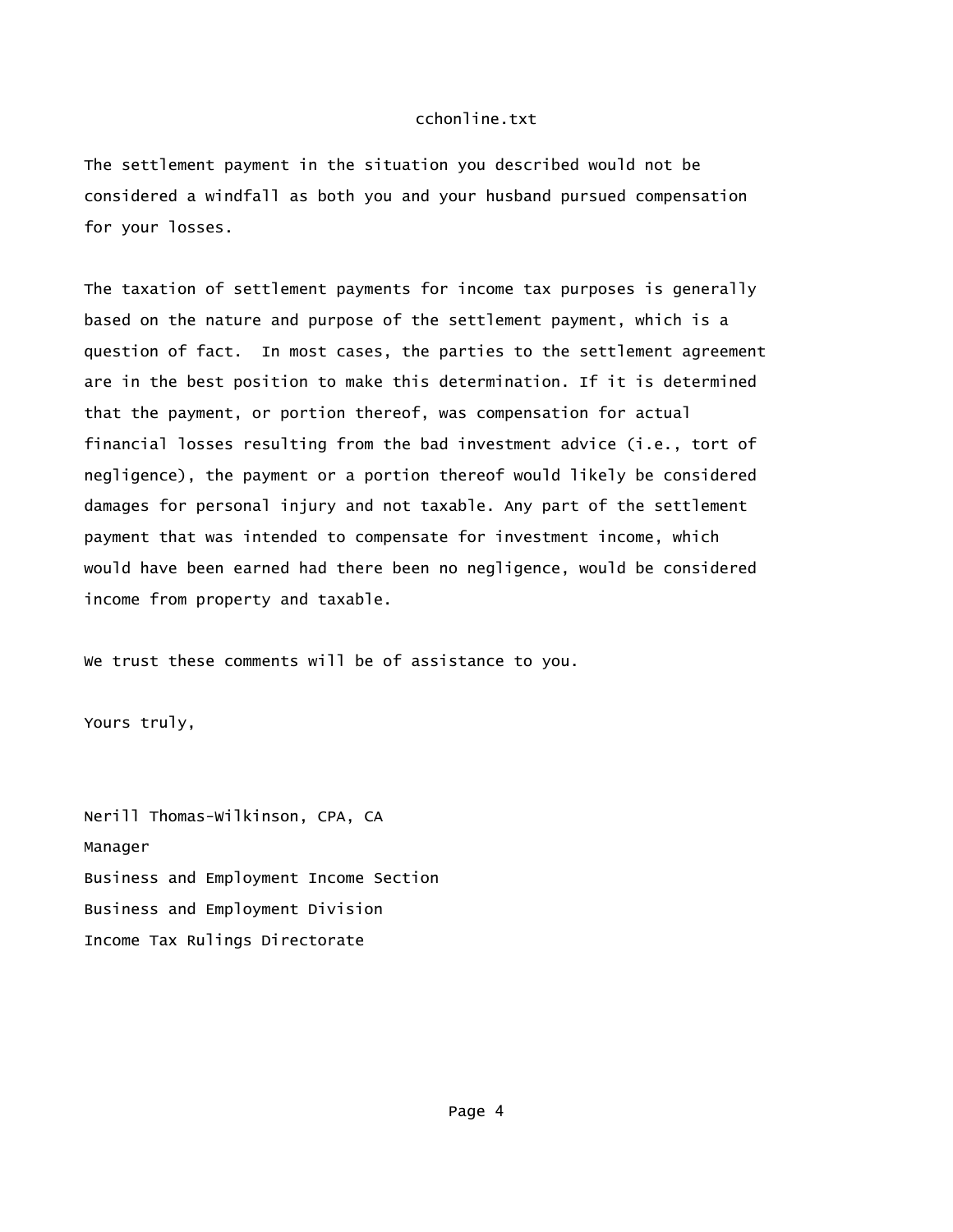The settlement payment in the situation you described would not be considered a windfall as both you and your husband pursued compensation for your losses.

The taxation of settlement payments for income tax purposes is generally based on the nature and purpose of the settlement payment, which is a question of fact. In most cases, the parties to the settlement agreement are in the best position to make this determination. If it is determined that the payment, or portion thereof, was compensation for actual financial losses resulting from the bad investment advice (i.e., tort of negligence), the payment or a portion thereof would likely be considered damages for personal injury and not taxable. Any part of the settlement payment that was intended to compensate for investment income, which would have been earned had there been no negligence, would be considered income from property and taxable.

We trust these comments will be of assistance to you.

Yours truly,

Nerill Thomas-Wilkinson, CPA, CA
Manager
Business and Employment Income Section
Business and Employment Division
Income Tax Rulings Directorate